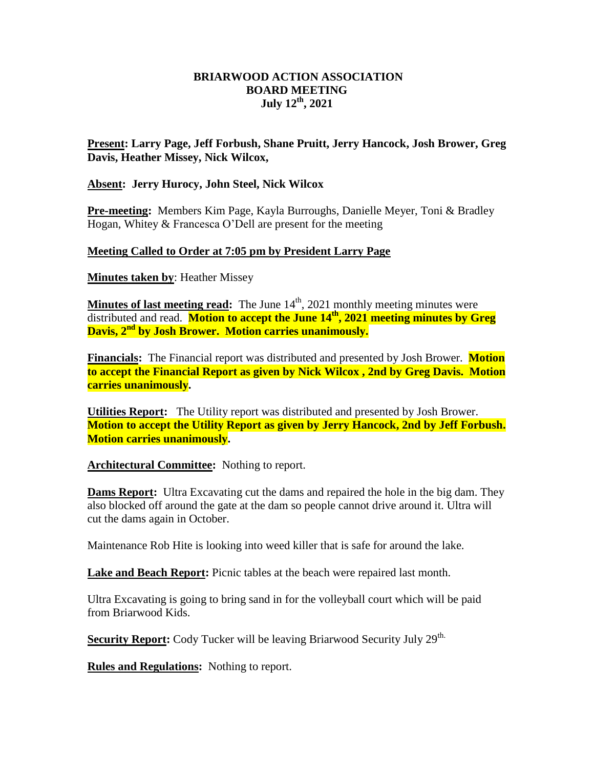# BRIARWOOD ACTION ASSOCIATION
## BOARD MEETING
## July 12th, 2021

**Present: Larry Page, Jeff Forbush, Shane Pruitt, Jerry Hancock, Josh Brower, Greg Davis, Heather Missey, Nick Wilcox,**

**Absent: Jerry Hurocy, John Steel, Nick Wilcox**

**Pre-meeting:** Members Kim Page, Kayla Burroughs, Danielle Meyer, Toni & Bradley Hogan, Whitey & Francesca O'Dell are present for the meeting

**Meeting Called to Order at 7:05 pm by President Larry Page**

**Minutes taken by**: Heather Missey

**Minutes of last meeting read:** The June 14th, 2021 monthly meeting minutes were distributed and read. **Motion to accept the June 14th, 2021 meeting minutes by Greg Davis, 2nd by Josh Brower. Motion carries unanimously.**

**Financials:** The Financial report was distributed and presented by Josh Brower. **Motion to accept the Financial Report as given by Nick Wilcox , 2nd by Greg Davis. Motion carries unanimously.**

**Utilities Report:** The Utility report was distributed and presented by Josh Brower. **Motion to accept the Utility Report as given by Jerry Hancock, 2nd by Jeff Forbush. Motion carries unanimously.**

**Architectural Committee:** Nothing to report.

**Dams Report:** Ultra Excavating cut the dams and repaired the hole in the big dam. They also blocked off around the gate at the dam so people cannot drive around it. Ultra will cut the dams again in October.

Maintenance Rob Hite is looking into weed killer that is safe for around the lake.

**Lake and Beach Report:** Picnic tables at the beach were repaired last month.

Ultra Excavating is going to bring sand in for the volleyball court which will be paid from Briarwood Kids.

**Security Report:** Cody Tucker will be leaving Briarwood Security July 29th.

**Rules and Regulations:** Nothing to report.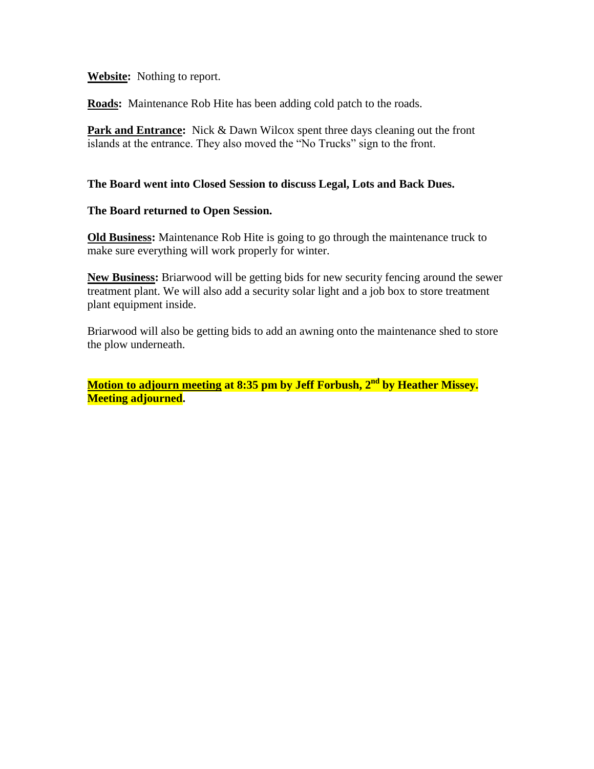**Website:** Nothing to report.

**Roads:** Maintenance Rob Hite has been adding cold patch to the roads.

**Park and Entrance:** Nick & Dawn Wilcox spent three days cleaning out the front islands at the entrance. They also moved the "No Trucks" sign to the front.

**The Board went into Closed Session to discuss Legal, Lots and Back Dues.**

**The Board returned to Open Session.**

**Old Business:** Maintenance Rob Hite is going to go through the maintenance truck to make sure everything will work properly for winter.

**New Business:** Briarwood will be getting bids for new security fencing around the sewer treatment plant. We will also add a security solar light and a job box to store treatment plant equipment inside.

Briarwood will also be getting bids to add an awning onto the maintenance shed to store the plow underneath.

**Motion to adjourn meeting at 8:35 pm by Jeff Forbush, 2nd by Heather Missey. Meeting adjourned.**